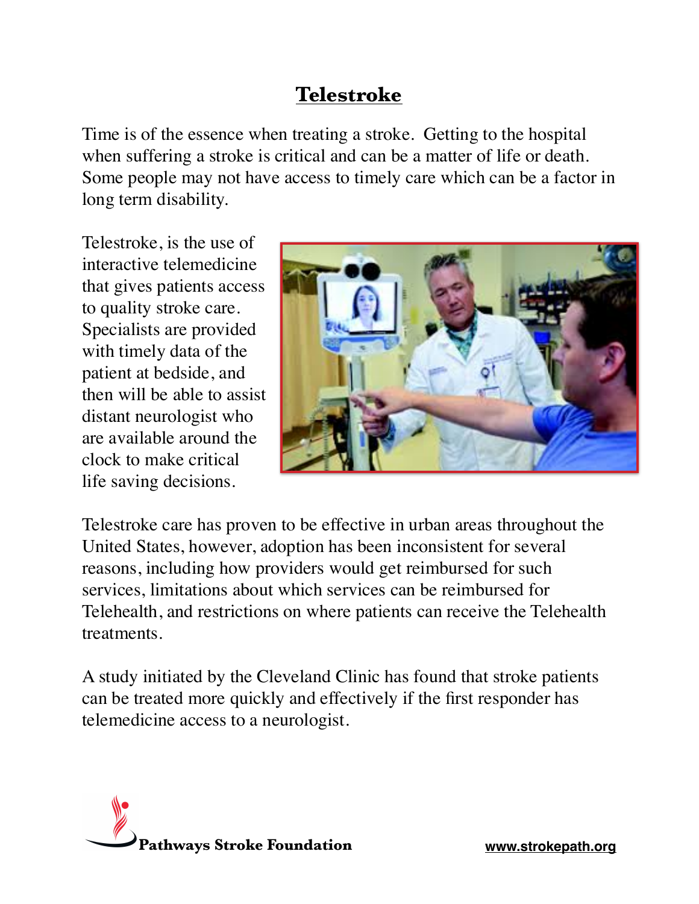# Telestroke

Time is of the essence when treating a stroke. Getting to the hospital when suffering a stroke is critical and can be a matter of life or death. Some people may not have access to timely care which can be a factor in long term disability.

Telestroke, is the use of interactive telemedicine that gives patients access to quality stroke care. Specialists are provided with timely data of the patient at bedside, and then will be able to assist distant neurologist who are available around the clock to make critical life saving decisions.

Telestroke care has proven to be effective in urban areas throughout the United States, however, adoption has been inconsistent for several reasons, including how providers would get reimbursed for such services, limitations about which services can be reimbursed for Telehealth, and restrictions on where patients can receive the Telehealth treatments.

A study initiated by the Cleveland Clinic has found that stroke patients can be treated more quickly and effectively if the first responder has telemedicine access to a neurologist.

**Pathways Stroke Foundation** www.strokepath.org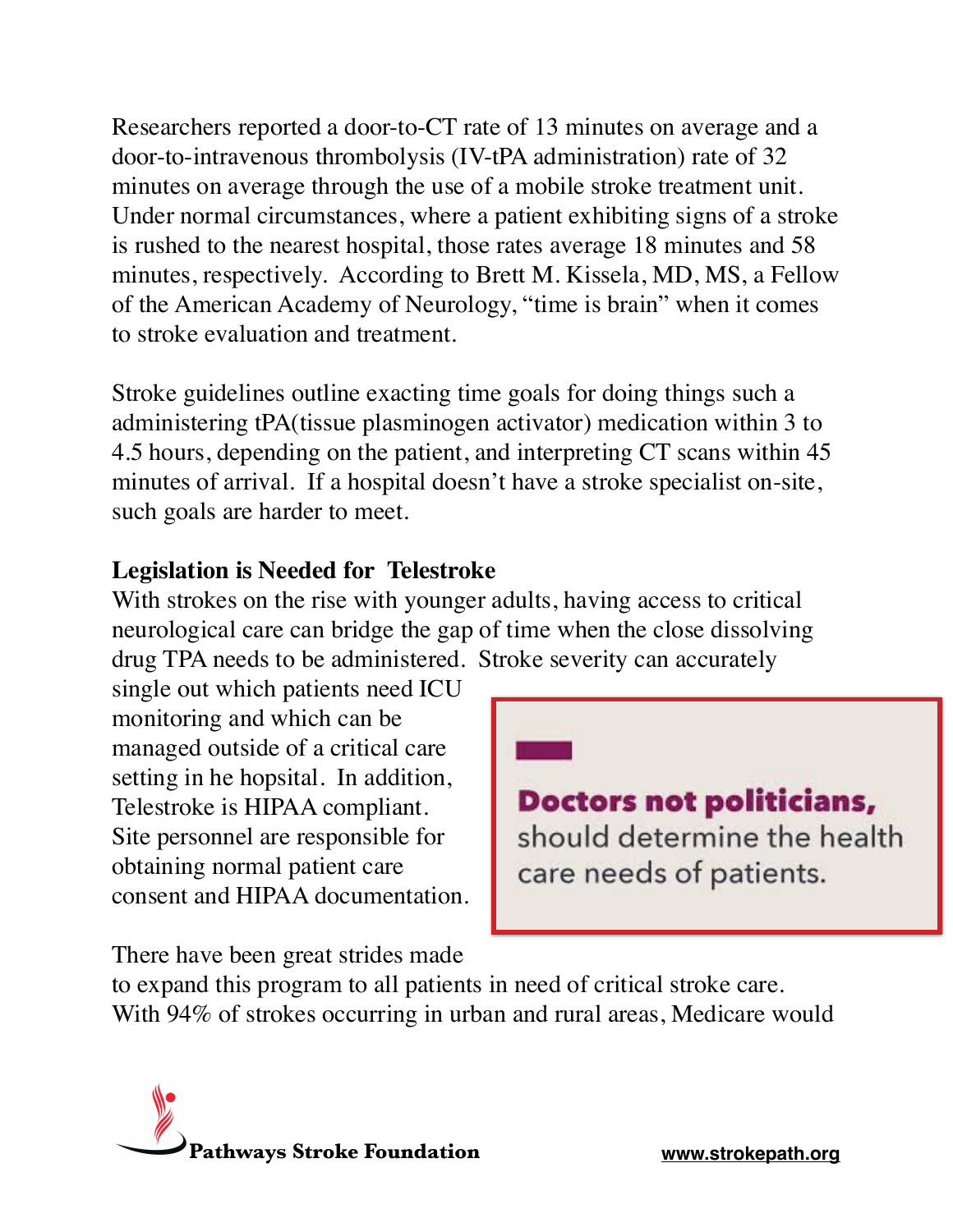Researchers reported a door-to-CT rate of 13 minutes on average and a door-to-intravenous thrombolysis (IV-tPA administration) rate of 32 minutes on average through the use of a mobile stroke treatment unit. Under normal circumstances, where a patient exhibiting signs of a stroke is rushed to the nearest hospital, those rates average 18 minutes and 58 minutes, respectively. According to Brett M. Kissela, MD, MS, a Fellow of the American Academy of Neurology, "time is brain" when it comes to stroke evaluation and treatment.

Stroke guidelines outline exacting time goals for doing things such a administering tPA(tissue plasminogen activator) medication within 3 to 4.5 hours, depending on the patient, and interpreting CT scans within 45 minutes of arrival. If a hospital doesn't have a stroke specialist on-site, such goals are harder to meet.

**Legislation is Needed for Telestroke**

With strokes on the rise with younger adults, having access to critical neurological care can bridge the gap of time when the close dissolving drug TPA needs to be administered. Stroke severity can accurately single out which patients need ICU monitoring and which can be managed outside of a critical care setting in he hopsital. In addition, Telestroke is HIPAA compliant. Site personnel are responsible for obtaining normal patient care consent and HIPAA documentation.

> **Doctors not politicians,** should determine the health care needs of patients.

There have been great strides made to expand this program to all patients in need of critical stroke care. With 94% of strokes occurring in urban and rural areas, Medicare would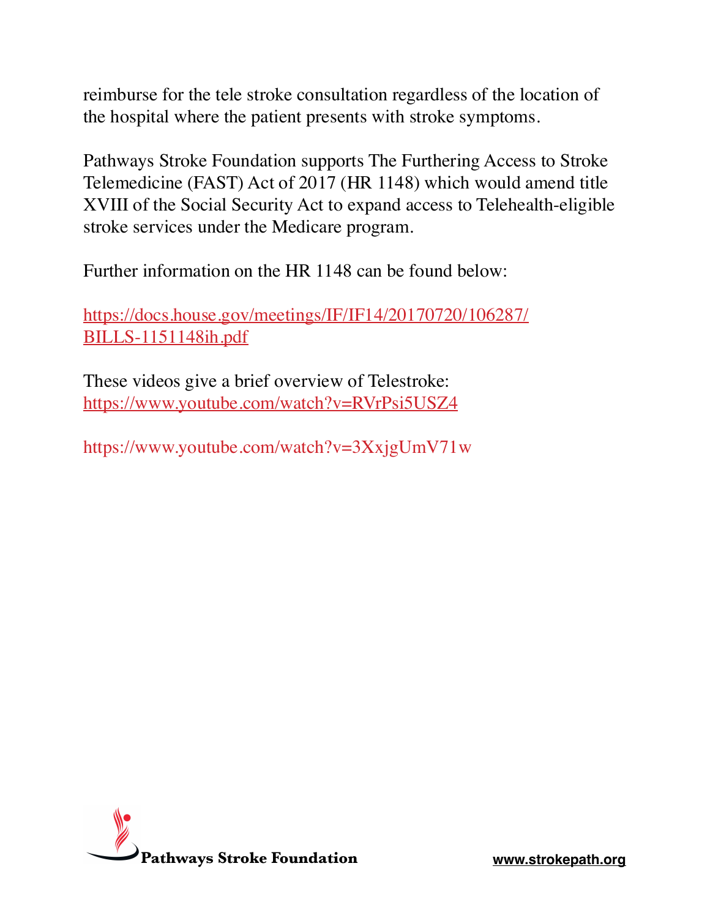reimburse for the tele stroke consultation regardless of the location of the hospital where the patient presents with stroke symptoms.

Pathways Stroke Foundation supports The Furthering Access to Stroke Telemedicine (FAST) Act of 2017 (HR 1148) which would amend title XVIII of the Social Security Act to expand access to Telehealth-eligible stroke services under the Medicare program.

Further information on the HR 1148 can be found below:

https://docs.house.gov/meetings/IF/IF14/20170720/106287/BILLS-1151148ih.pdf

These videos give a brief overview of Telestroke:
https://www.youtube.com/watch?v=RVrPsi5USZ4

https://www.youtube.com/watch?v=3XxjgUmV71w